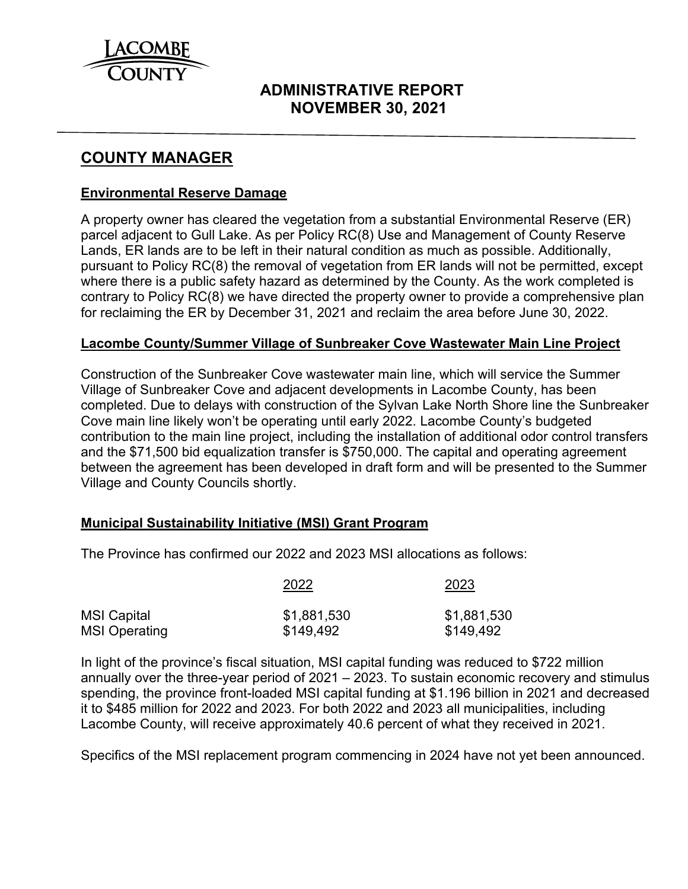LACOMBE COUNTY

# ADMINISTRATIVE REPORT
# NOVEMBER 30, 2021

## COUNTY MANAGER

### Environmental Reserve Damage

A property owner has cleared the vegetation from a substantial Environmental Reserve (ER) parcel adjacent to Gull Lake. As per Policy RC(8) Use and Management of County Reserve Lands, ER lands are to be left in their natural condition as much as possible. Additionally, pursuant to Policy RC(8) the removal of vegetation from ER lands will not be permitted, except where there is a public safety hazard as determined by the County. As the work completed is contrary to Policy RC(8) we have directed the property owner to provide a comprehensive plan for reclaiming the ER by December 31, 2021 and reclaim the area before June 30, 2022.

### Lacombe County/Summer Village of Sunbreaker Cove Wastewater Main Line Project

Construction of the Sunbreaker Cove wastewater main line, which will service the Summer Village of Sunbreaker Cove and adjacent developments in Lacombe County, has been completed. Due to delays with construction of the Sylvan Lake North Shore line the Sunbreaker Cove main line likely won't be operating until early 2022. Lacombe County's budgeted contribution to the main line project, including the installation of additional odor control transfers and the $71,500 bid equalization transfer is $750,000. The capital and operating agreement between the agreement has been developed in draft form and will be presented to the Summer Village and County Councils shortly.

### Municipal Sustainability Initiative (MSI) Grant Program

The Province has confirmed our 2022 and 2023 MSI allocations as follows:

| | 2022 | 2023 |
|---|---|---|
| MSI Capital | $1,881,530 | $1,881,530 |
| MSI Operating | $149,492 | $149,492 |

In light of the province's fiscal situation, MSI capital funding was reduced to $722 million annually over the three-year period of 2021 – 2023. To sustain economic recovery and stimulus spending, the province front-loaded MSI capital funding at $1.196 billion in 2021 and decreased it to $485 million for 2022 and 2023. For both 2022 and 2023 all municipalities, including Lacombe County, will receive approximately 40.6 percent of what they received in 2021.

Specifics of the MSI replacement program commencing in 2024 have not yet been announced.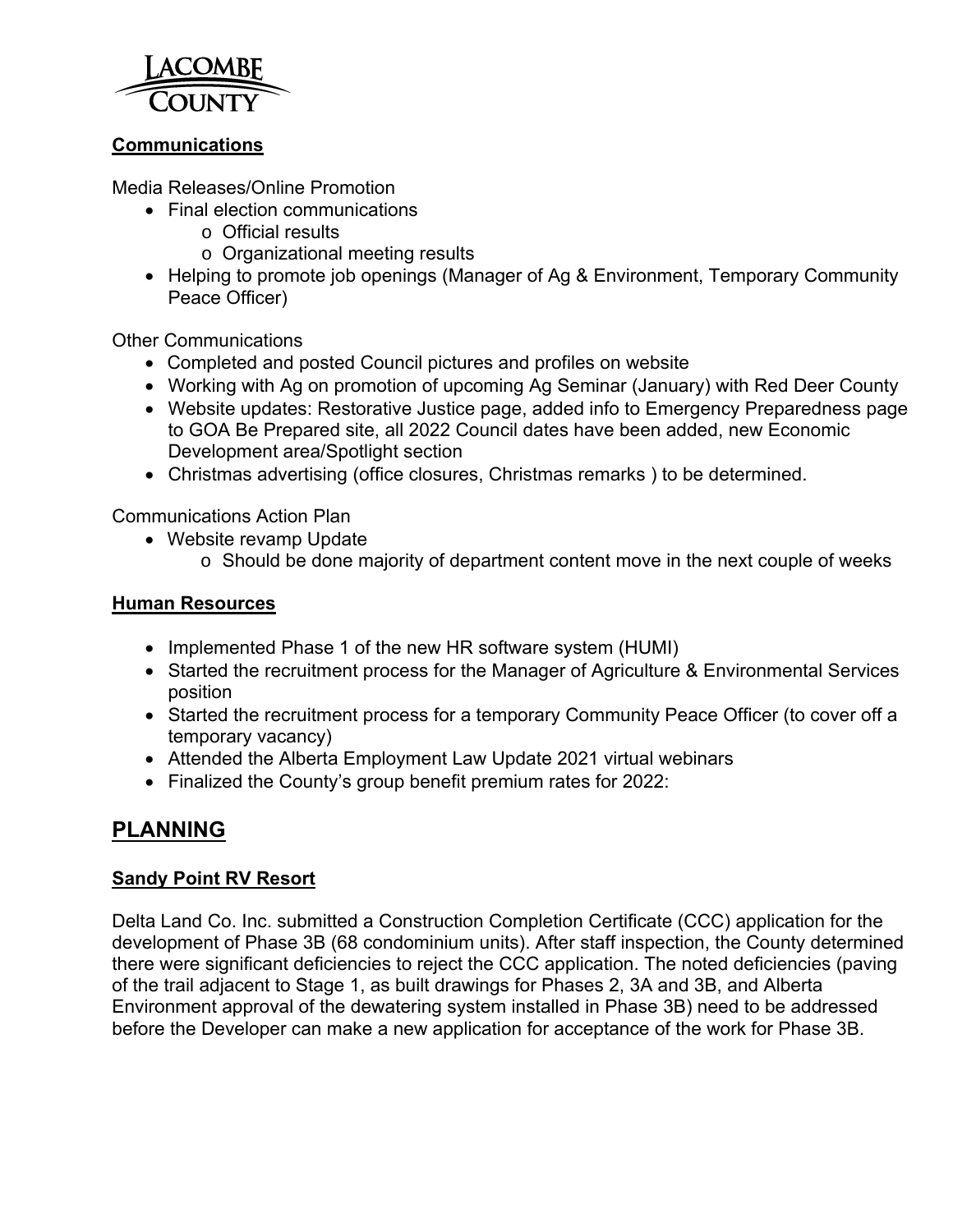**Communications**

Media Releases/Online Promotion

- Final election communications
  - Official results
  - Organizational meeting results
- Helping to promote job openings (Manager of Ag & Environment, Temporary Community Peace Officer)

Other Communications

- Completed and posted Council pictures and profiles on website
- Working with Ag on promotion of upcoming Ag Seminar (January) with Red Deer County
- Website updates: Restorative Justice page, added info to Emergency Preparedness page to GOA Be Prepared site, all 2022 Council dates have been added, new Economic Development area/Spotlight section
- Christmas advertising (office closures, Christmas remarks ) to be determined.

Communications Action Plan

- Website revamp Update
  - Should be done majority of department content move in the next couple of weeks

**Human Resources**

- Implemented Phase 1 of the new HR software system (HUMI)
- Started the recruitment process for the Manager of Agriculture & Environmental Services position
- Started the recruitment process for a temporary Community Peace Officer (to cover off a temporary vacancy)
- Attended the Alberta Employment Law Update 2021 virtual webinars
- Finalized the County's group benefit premium rates for 2022:

## PLANNING

**Sandy Point RV Resort**

Delta Land Co. Inc. submitted a Construction Completion Certificate (CCC) application for the development of Phase 3B (68 condominium units). After staff inspection, the County determined there were significant deficiencies to reject the CCC application. The noted deficiencies (paving of the trail adjacent to Stage 1, as built drawings for Phases 2, 3A and 3B, and Alberta Environment approval of the dewatering system installed in Phase 3B) need to be addressed before the Developer can make a new application for acceptance of the work for Phase 3B.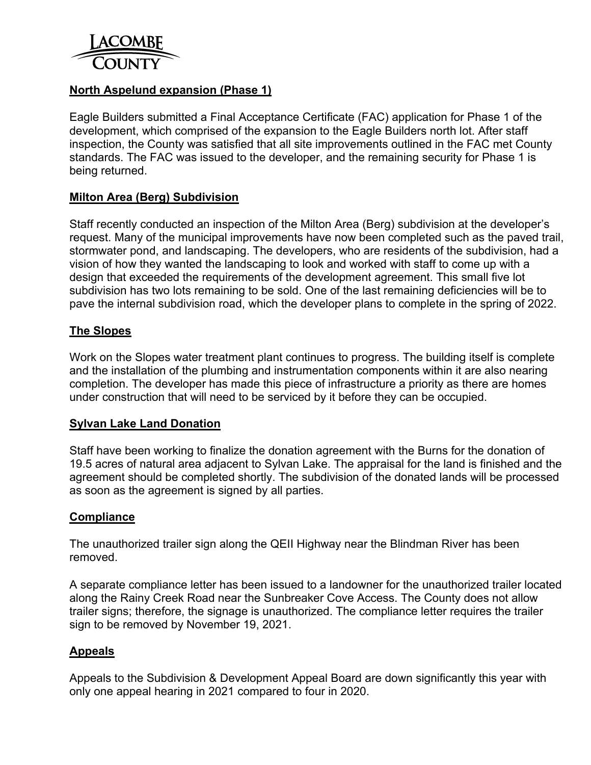## North Aspelund expansion (Phase 1)

Eagle Builders submitted a Final Acceptance Certificate (FAC) application for Phase 1 of the development, which comprised of the expansion to the Eagle Builders north lot. After staff inspection, the County was satisfied that all site improvements outlined in the FAC met County standards. The FAC was issued to the developer, and the remaining security for Phase 1 is being returned.

## Milton Area (Berg) Subdivision

Staff recently conducted an inspection of the Milton Area (Berg) subdivision at the developer's request. Many of the municipal improvements have now been completed such as the paved trail, stormwater pond, and landscaping. The developers, who are residents of the subdivision, had a vision of how they wanted the landscaping to look and worked with staff to come up with a design that exceeded the requirements of the development agreement. This small five lot subdivision has two lots remaining to be sold. One of the last remaining deficiencies will be to pave the internal subdivision road, which the developer plans to complete in the spring of 2022.

## The Slopes

Work on the Slopes water treatment plant continues to progress. The building itself is complete and the installation of the plumbing and instrumentation components within it are also nearing completion. The developer has made this piece of infrastructure a priority as there are homes under construction that will need to be serviced by it before they can be occupied.

## Sylvan Lake Land Donation

Staff have been working to finalize the donation agreement with the Burns for the donation of 19.5 acres of natural area adjacent to Sylvan Lake. The appraisal for the land is finished and the agreement should be completed shortly. The subdivision of the donated lands will be processed as soon as the agreement is signed by all parties.

## Compliance

The unauthorized trailer sign along the QEII Highway near the Blindman River has been removed.

A separate compliance letter has been issued to a landowner for the unauthorized trailer located along the Rainy Creek Road near the Sunbreaker Cove Access. The County does not allow trailer signs; therefore, the signage is unauthorized. The compliance letter requires the trailer sign to be removed by November 19, 2021.

## Appeals

Appeals to the Subdivision & Development Appeal Board are down significantly this year with only one appeal hearing in 2021 compared to four in 2020.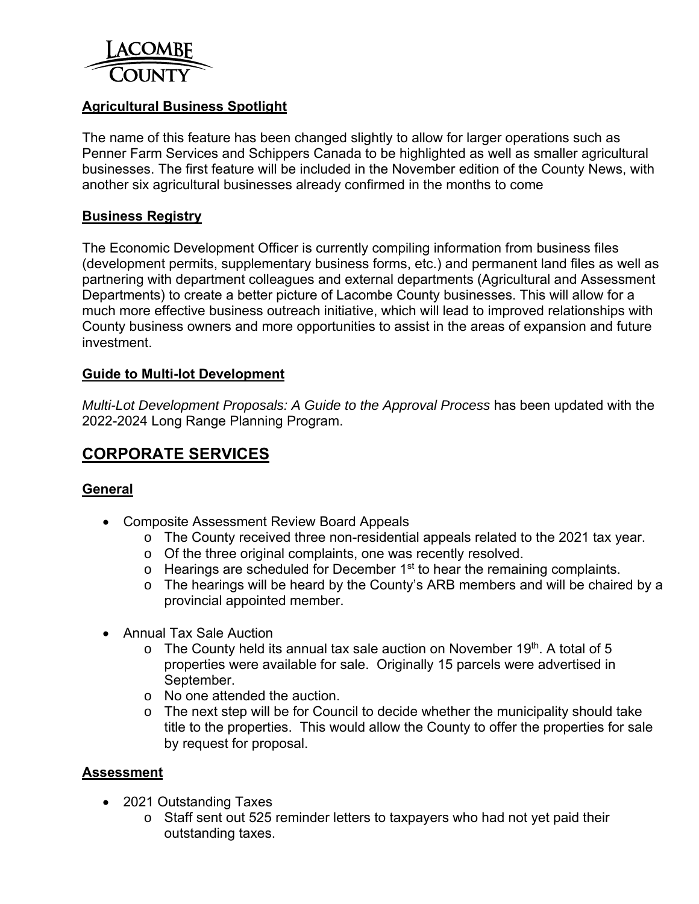### Agricultural Business Spotlight

The name of this feature has been changed slightly to allow for larger operations such as Penner Farm Services and Schippers Canada to be highlighted as well as smaller agricultural businesses. The first feature will be included in the November edition of the County News, with another six agricultural businesses already confirmed in the months to come

### Business Registry

The Economic Development Officer is currently compiling information from business files (development permits, supplementary business forms, etc.) and permanent land files as well as partnering with department colleagues and external departments (Agricultural and Assessment Departments) to create a better picture of Lacombe County businesses. This will allow for a much more effective business outreach initiative, which will lead to improved relationships with County business owners and more opportunities to assist in the areas of expansion and future investment.

### Guide to Multi-lot Development

*Multi-Lot Development Proposals: A Guide to the Approval Process* has been updated with the 2022-2024 Long Range Planning Program.

## CORPORATE SERVICES

### General

- Composite Assessment Review Board Appeals
  - The County received three non-residential appeals related to the 2021 tax year.
  - Of the three original complaints, one was recently resolved.
  - Hearings are scheduled for December 1st to hear the remaining complaints.
  - The hearings will be heard by the County's ARB members and will be chaired by a provincial appointed member.

- Annual Tax Sale Auction
  - The County held its annual tax sale auction on November 19th. A total of 5 properties were available for sale. Originally 15 parcels were advertised in September.
  - No one attended the auction.
  - The next step will be for Council to decide whether the municipality should take title to the properties. This would allow the County to offer the properties for sale by request for proposal.

### Assessment

- 2021 Outstanding Taxes
  - Staff sent out 525 reminder letters to taxpayers who had not yet paid their outstanding taxes.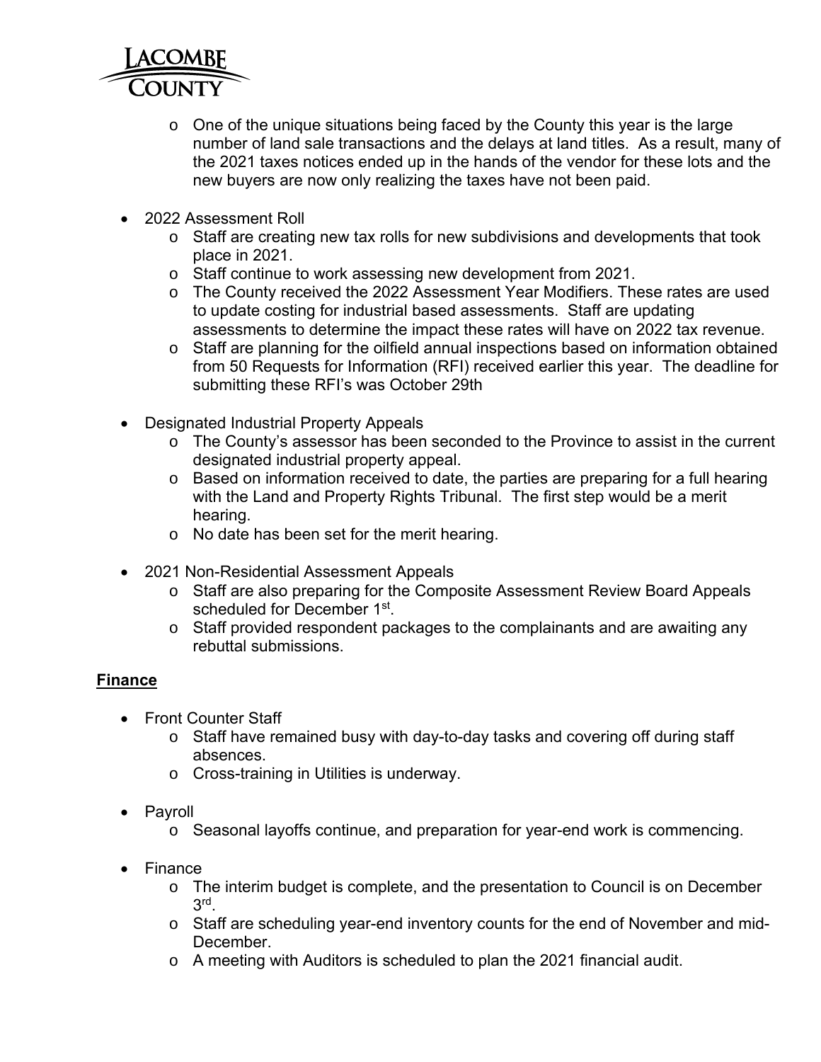- One of the unique situations being faced by the County this year is the large number of land sale transactions and the delays at land titles. As a result, many of the 2021 taxes notices ended up in the hands of the vendor for these lots and the new buyers are now only realizing the taxes have not been paid.

- 2022 Assessment Roll
  - Staff are creating new tax rolls for new subdivisions and developments that took place in 2021.
  - Staff continue to work assessing new development from 2021.
  - The County received the 2022 Assessment Year Modifiers. These rates are used to update costing for industrial based assessments. Staff are updating assessments to determine the impact these rates will have on 2022 tax revenue.
  - Staff are planning for the oilfield annual inspections based on information obtained from 50 Requests for Information (RFI) received earlier this year. The deadline for submitting these RFI's was October 29th

- Designated Industrial Property Appeals
  - The County's assessor has been seconded to the Province to assist in the current designated industrial property appeal.
  - Based on information received to date, the parties are preparing for a full hearing with the Land and Property Rights Tribunal. The first step would be a merit hearing.
  - No date has been set for the merit hearing.

- 2021 Non-Residential Assessment Appeals
  - Staff are also preparing for the Composite Assessment Review Board Appeals scheduled for December 1st.
  - Staff provided respondent packages to the complainants and are awaiting any rebuttal submissions.

## Finance

- Front Counter Staff
  - Staff have remained busy with day-to-day tasks and covering off during staff absences.
  - Cross-training in Utilities is underway.

- Payroll
  - Seasonal layoffs continue, and preparation for year-end work is commencing.

- Finance
  - The interim budget is complete, and the presentation to Council is on December 3rd.
  - Staff are scheduling year-end inventory counts for the end of November and mid-December.
  - A meeting with Auditors is scheduled to plan the 2021 financial audit.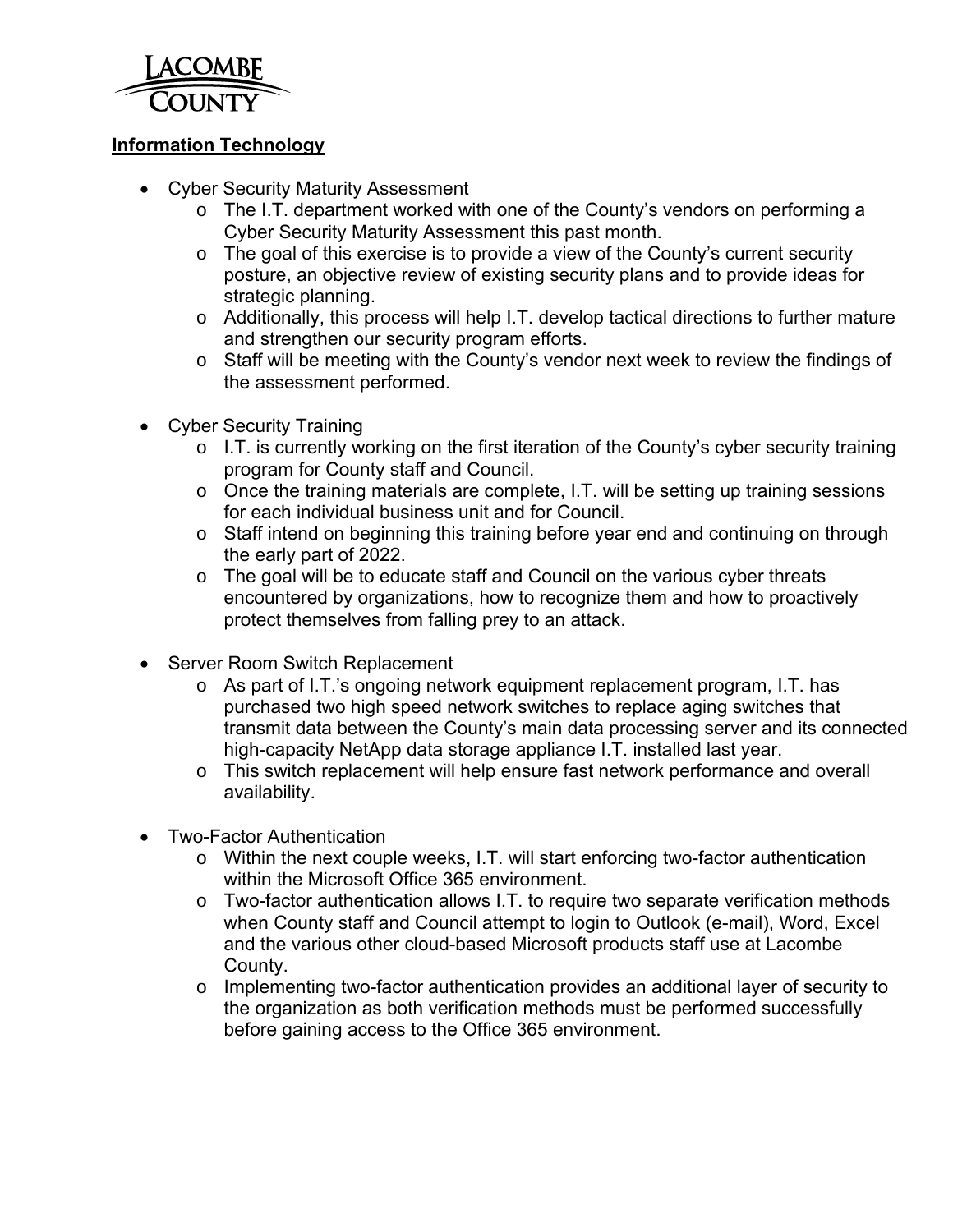## Information Technology

- Cyber Security Maturity Assessment
    - The I.T. department worked with one of the County's vendors on performing a Cyber Security Maturity Assessment this past month.
    - The goal of this exercise is to provide a view of the County's current security posture, an objective review of existing security plans and to provide ideas for strategic planning.
    - Additionally, this process will help I.T. develop tactical directions to further mature and strengthen our security program efforts.
    - Staff will be meeting with the County's vendor next week to review the findings of the assessment performed.

- Cyber Security Training
    - I.T. is currently working on the first iteration of the County's cyber security training program for County staff and Council.
    - Once the training materials are complete, I.T. will be setting up training sessions for each individual business unit and for Council.
    - Staff intend on beginning this training before year end and continuing on through the early part of 2022.
    - The goal will be to educate staff and Council on the various cyber threats encountered by organizations, how to recognize them and how to proactively protect themselves from falling prey to an attack.

- Server Room Switch Replacement
    - As part of I.T.'s ongoing network equipment replacement program, I.T. has purchased two high speed network switches to replace aging switches that transmit data between the County's main data processing server and its connected high-capacity NetApp data storage appliance I.T. installed last year.
    - This switch replacement will help ensure fast network performance and overall availability.

- Two-Factor Authentication
    - Within the next couple weeks, I.T. will start enforcing two-factor authentication within the Microsoft Office 365 environment.
    - Two-factor authentication allows I.T. to require two separate verification methods when County staff and Council attempt to login to Outlook (e-mail), Word, Excel and the various other cloud-based Microsoft products staff use at Lacombe County.
    - Implementing two-factor authentication provides an additional layer of security to the organization as both verification methods must be performed successfully before gaining access to the Office 365 environment.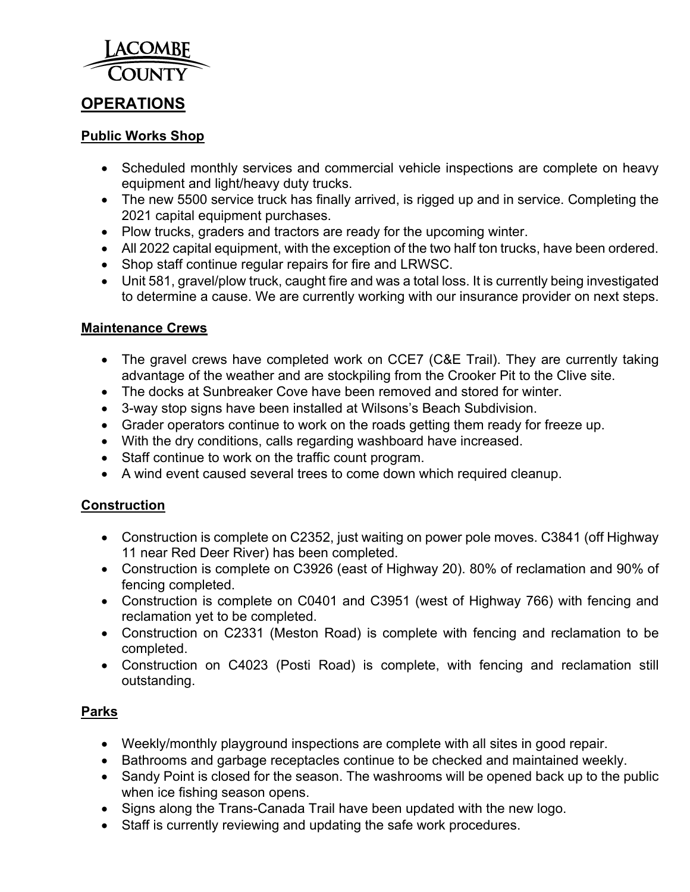# OPERATIONS

## Public Works Shop

- Scheduled monthly services and commercial vehicle inspections are complete on heavy equipment and light/heavy duty trucks.
- The new 5500 service truck has finally arrived, is rigged up and in service. Completing the 2021 capital equipment purchases.
- Plow trucks, graders and tractors are ready for the upcoming winter.
- All 2022 capital equipment, with the exception of the two half ton trucks, have been ordered.
- Shop staff continue regular repairs for fire and LRWSC.
- Unit 581, gravel/plow truck, caught fire and was a total loss. It is currently being investigated to determine a cause. We are currently working with our insurance provider on next steps.

## Maintenance Crews

- The gravel crews have completed work on CCE7 (C&E Trail). They are currently taking advantage of the weather and are stockpiling from the Crooker Pit to the Clive site.
- The docks at Sunbreaker Cove have been removed and stored for winter.
- 3-way stop signs have been installed at Wilsons's Beach Subdivision.
- Grader operators continue to work on the roads getting them ready for freeze up.
- With the dry conditions, calls regarding washboard have increased.
- Staff continue to work on the traffic count program.
- A wind event caused several trees to come down which required cleanup.

## Construction

- Construction is complete on C2352, just waiting on power pole moves. C3841 (off Highway 11 near Red Deer River) has been completed.
- Construction is complete on C3926 (east of Highway 20). 80% of reclamation and 90% of fencing completed.
- Construction is complete on C0401 and C3951 (west of Highway 766) with fencing and reclamation yet to be completed.
- Construction on C2331 (Meston Road) is complete with fencing and reclamation to be completed.
- Construction on C4023 (Posti Road) is complete, with fencing and reclamation still outstanding.

## Parks

- Weekly/monthly playground inspections are complete with all sites in good repair.
- Bathrooms and garbage receptacles continue to be checked and maintained weekly.
- Sandy Point is closed for the season. The washrooms will be opened back up to the public when ice fishing season opens.
- Signs along the Trans-Canada Trail have been updated with the new logo.
- Staff is currently reviewing and updating the safe work procedures.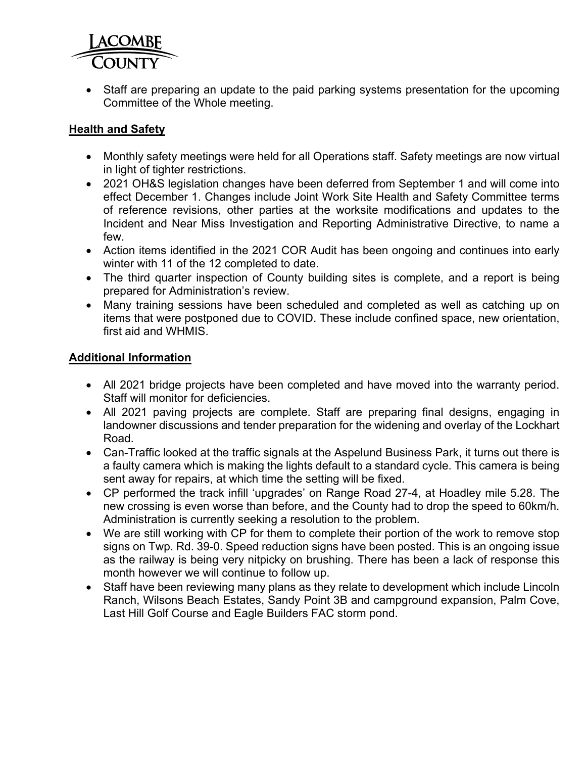- Staff are preparing an update to the paid parking systems presentation for the upcoming Committee of the Whole meeting.

## Health and Safety

- Monthly safety meetings were held for all Operations staff. Safety meetings are now virtual in light of tighter restrictions.
- 2021 OH&S legislation changes have been deferred from September 1 and will come into effect December 1. Changes include Joint Work Site Health and Safety Committee terms of reference revisions, other parties at the worksite modifications and updates to the Incident and Near Miss Investigation and Reporting Administrative Directive, to name a few.
- Action items identified in the 2021 COR Audit has been ongoing and continues into early winter with 11 of the 12 completed to date.
- The third quarter inspection of County building sites is complete, and a report is being prepared for Administration's review.
- Many training sessions have been scheduled and completed as well as catching up on items that were postponed due to COVID. These include confined space, new orientation, first aid and WHMIS.

## Additional Information

- All 2021 bridge projects have been completed and have moved into the warranty period. Staff will monitor for deficiencies.
- All 2021 paving projects are complete. Staff are preparing final designs, engaging in landowner discussions and tender preparation for the widening and overlay of the Lockhart Road.
- Can-Traffic looked at the traffic signals at the Aspelund Business Park, it turns out there is a faulty camera which is making the lights default to a standard cycle. This camera is being sent away for repairs, at which time the setting will be fixed.
- CP performed the track infill 'upgrades' on Range Road 27-4, at Hoadley mile 5.28. The new crossing is even worse than before, and the County had to drop the speed to 60km/h. Administration is currently seeking a resolution to the problem.
- We are still working with CP for them to complete their portion of the work to remove stop signs on Twp. Rd. 39-0. Speed reduction signs have been posted. This is an ongoing issue as the railway is being very nitpicky on brushing. There has been a lack of response this month however we will continue to follow up.
- Staff have been reviewing many plans as they relate to development which include Lincoln Ranch, Wilsons Beach Estates, Sandy Point 3B and campground expansion, Palm Cove, Last Hill Golf Course and Eagle Builders FAC storm pond.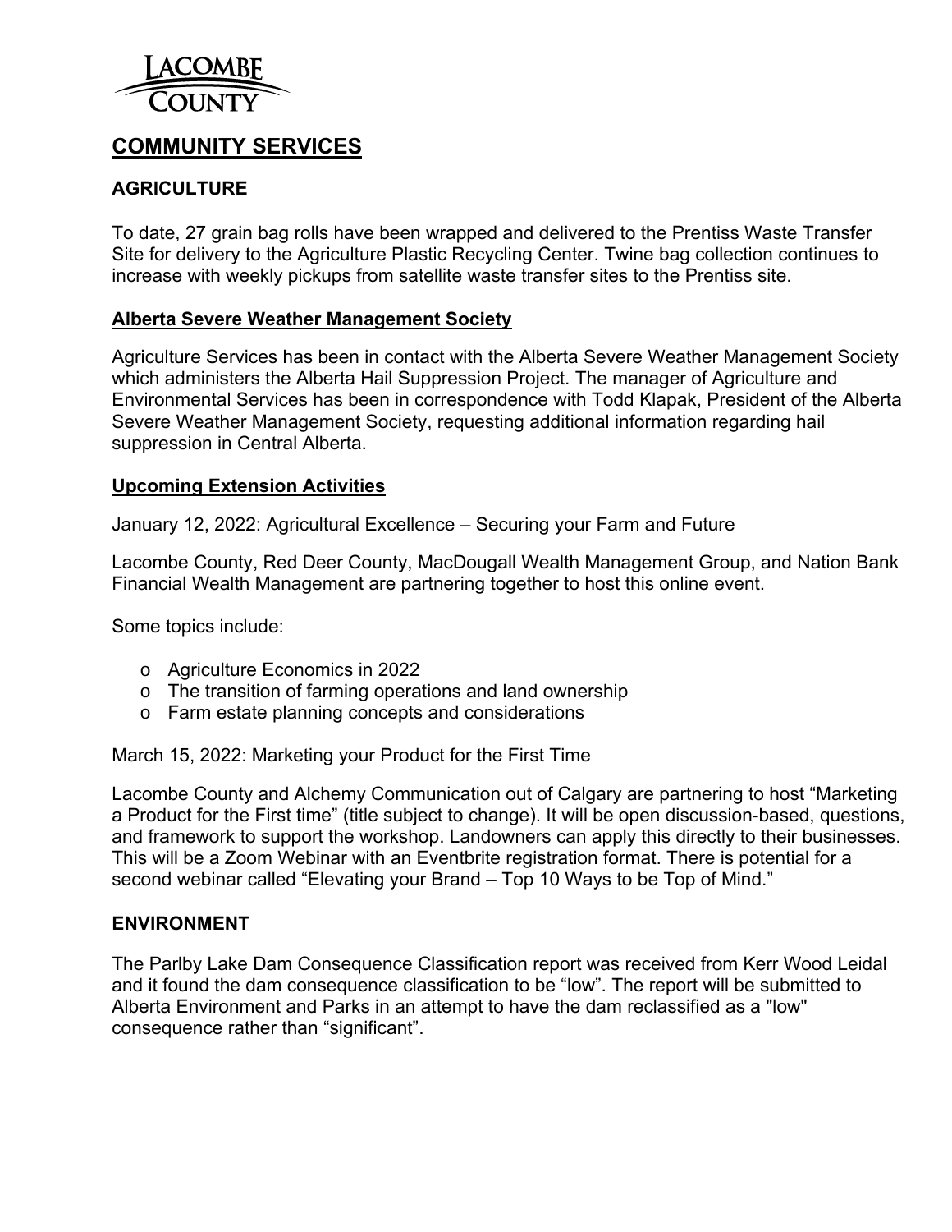LACOMBE COUNTY

# COMMUNITY SERVICES

## AGRICULTURE

To date, 27 grain bag rolls have been wrapped and delivered to the Prentiss Waste Transfer Site for delivery to the Agriculture Plastic Recycling Center. Twine bag collection continues to increase with weekly pickups from satellite waste transfer sites to the Prentiss site.

### Alberta Severe Weather Management Society

Agriculture Services has been in contact with the Alberta Severe Weather Management Society which administers the Alberta Hail Suppression Project. The manager of Agriculture and Environmental Services has been in correspondence with Todd Klapak, President of the Alberta Severe Weather Management Society, requesting additional information regarding hail suppression in Central Alberta.

### Upcoming Extension Activities

January 12, 2022: Agricultural Excellence – Securing your Farm and Future

Lacombe County, Red Deer County, MacDougall Wealth Management Group, and Nation Bank Financial Wealth Management are partnering together to host this online event.

Some topics include:

- Agriculture Economics in 2022
- The transition of farming operations and land ownership
- Farm estate planning concepts and considerations

March 15, 2022: Marketing your Product for the First Time

Lacombe County and Alchemy Communication out of Calgary are partnering to host "Marketing a Product for the First time" (title subject to change). It will be open discussion-based, questions, and framework to support the workshop. Landowners can apply this directly to their businesses. This will be a Zoom Webinar with an Eventbrite registration format. There is potential for a second webinar called "Elevating your Brand – Top 10 Ways to be Top of Mind."

## ENVIRONMENT

The Parlby Lake Dam Consequence Classification report was received from Kerr Wood Leidal and it found the dam consequence classification to be "low". The report will be submitted to Alberta Environment and Parks in an attempt to have the dam reclassified as a "low" consequence rather than "significant".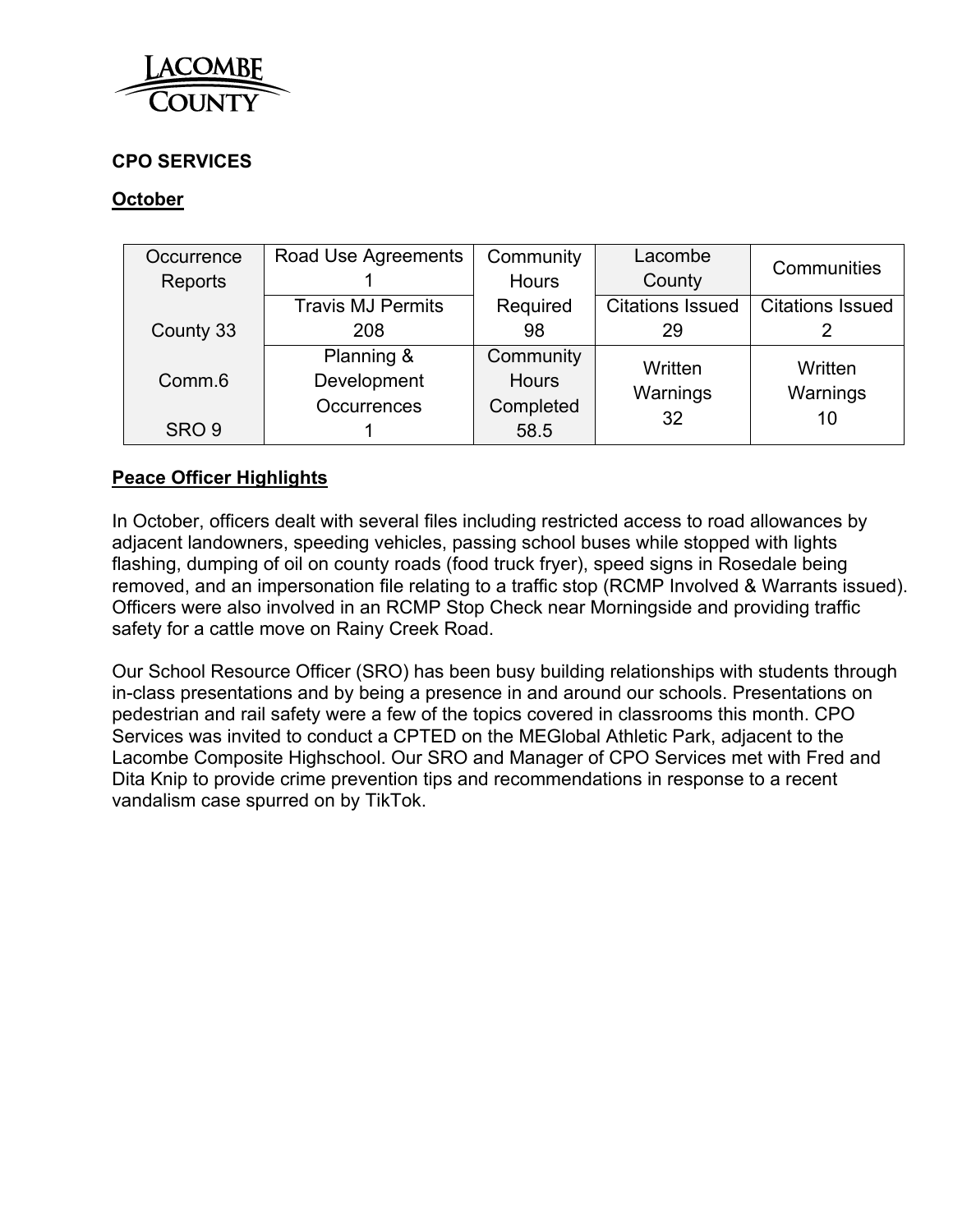**CPO SERVICES**

**October**

| Occurrence Reports | Road Use Agreements 1 | Community Hours Required 98 | Lacombe County | Communities |
|---|---|---|---|---|
| County 33 | Travis MJ Permits 208 | | Citations Issued 29 | Citations Issued 2 |
| Comm.6 | Planning & Development Occurrences 1 | Community Hours Completed 58.5 | Written Warnings 32 | Written Warnings 10 |
| SRO 9 | | | | |

**Peace Officer Highlights**

In October, officers dealt with several files including restricted access to road allowances by adjacent landowners, speeding vehicles, passing school buses while stopped with lights flashing, dumping of oil on county roads (food truck fryer), speed signs in Rosedale being removed, and an impersonation file relating to a traffic stop (RCMP Involved & Warrants issued). Officers were also involved in an RCMP Stop Check near Morningside and providing traffic safety for a cattle move on Rainy Creek Road.

Our School Resource Officer (SRO) has been busy building relationships with students through in-class presentations and by being a presence in and around our schools. Presentations on pedestrian and rail safety were a few of the topics covered in classrooms this month. CPO Services was invited to conduct a CPTED on the MEGlobal Athletic Park, adjacent to the Lacombe Composite Highschool. Our SRO and Manager of CPO Services met with Fred and Dita Knip to provide crime prevention tips and recommendations in response to a recent vandalism case spurred on by TikTok.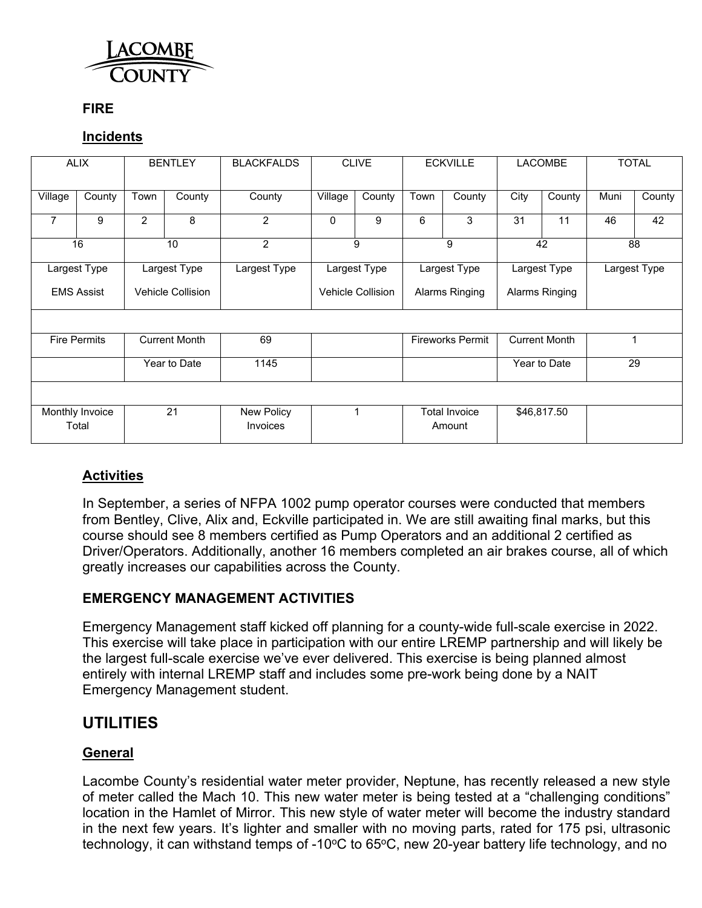LACOMBE COUNTY

**FIRE**

**Incidents**

| ALIX | | BENTLEY | | BLACKFALDS | CLIVE | | ECKVILLE | | LACOMBE | | TOTAL | |
|---|---|---|---|---|---|---|---|---|---|---|---|---|
| Village | County | Town | County | County | Village | County | Town | County | City | County | Muni | County |
| 7 | 9 | 2 | 8 | 2 | 0 | 9 | 6 | 3 | 31 | 11 | 46 | 42 |
| 16 | | 10 | | 2 | 9 | | 9 | | 42 | | 88 | |
| Largest Type EMS Assist | | Largest Type Vehicle Collision | | Largest Type | Largest Type Vehicle Collision | | Largest Type Alarms Ringing | | Largest Type Alarms Ringing | | Largest Type | |
| | | | | | | | | | | | | |
| Fire Permits | | Current Month | | 69 | | | Fireworks Permit | | Current Month | | 1 | |
| | | Year to Date | | 1145 | | | | | Year to Date | | 29 | |
| | | | | | | | | | | | | |
| Monthly Invoice Total | | 21 | | New Policy Invoices | 1 | | Total Invoice Amount | | $46,817.50 | | | |

**Activities**

In September, a series of NFPA 1002 pump operator courses were conducted that members from Bentley, Clive, Alix and, Eckville participated in. We are still awaiting final marks, but this course should see 8 members certified as Pump Operators and an additional 2 certified as Driver/Operators. Additionally, another 16 members completed an air brakes course, all of which greatly increases our capabilities across the County.

**EMERGENCY MANAGEMENT ACTIVITIES**

Emergency Management staff kicked off planning for a county-wide full-scale exercise in 2022. This exercise will take place in participation with our entire LREMP partnership and will likely be the largest full-scale exercise we've ever delivered. This exercise is being planned almost entirely with internal LREMP staff and includes some pre-work being done by a NAIT Emergency Management student.

## UTILITIES

**General**

Lacombe County's residential water meter provider, Neptune, has recently released a new style of meter called the Mach 10. This new water meter is being tested at a "challenging conditions" location in the Hamlet of Mirror. This new style of water meter will become the industry standard in the next few years. It's lighter and smaller with no moving parts, rated for 175 psi, ultrasonic technology, it can withstand temps of -10°C to 65°C, new 20-year battery life technology, and no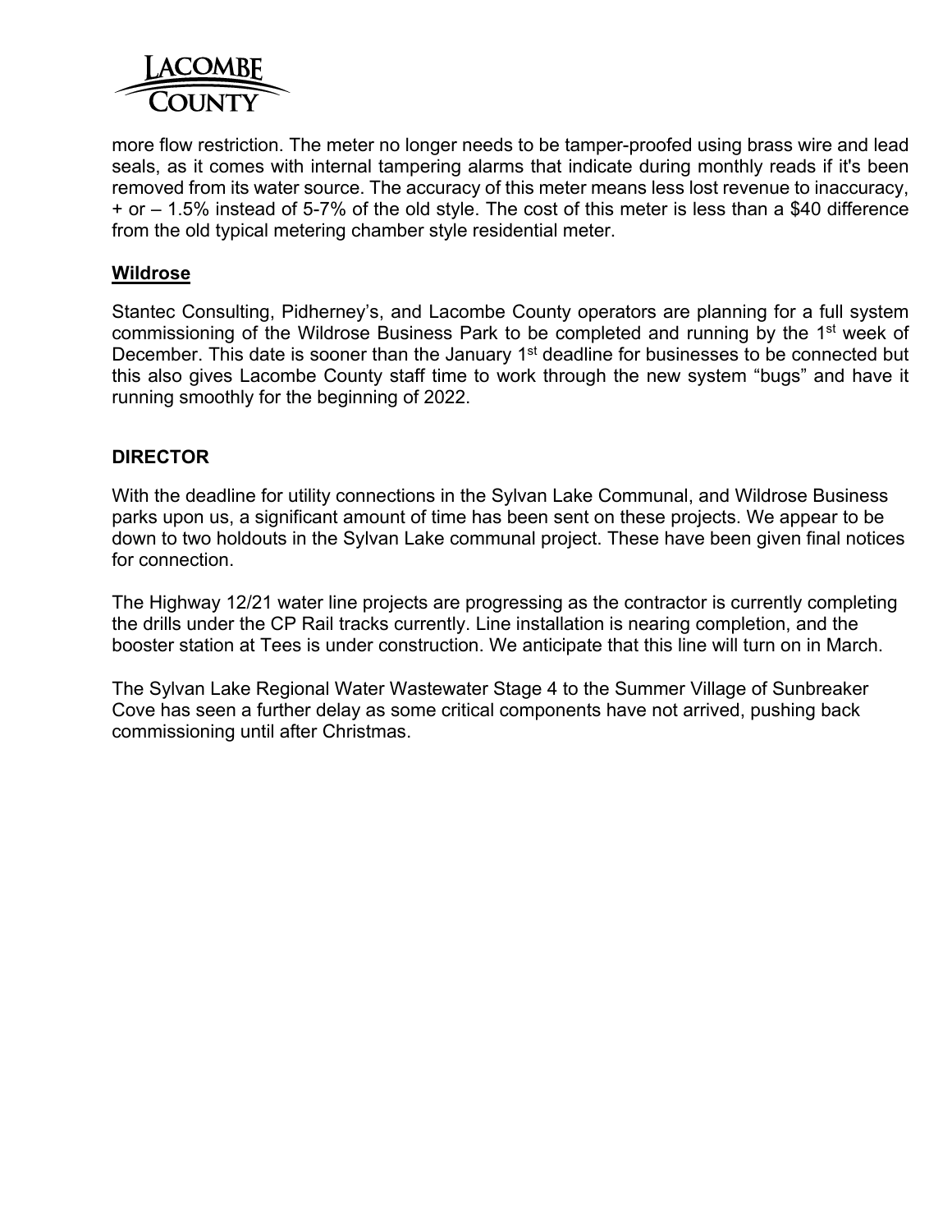more flow restriction. The meter no longer needs to be tamper-proofed using brass wire and lead seals, as it comes with internal tampering alarms that indicate during monthly reads if it's been removed from its water source. The accuracy of this meter means less lost revenue to inaccuracy, + or – 1.5% instead of 5-7% of the old style. The cost of this meter is less than a $40 difference from the old typical metering chamber style residential meter.

**Wildrose**

Stantec Consulting, Pidherney's, and Lacombe County operators are planning for a full system commissioning of the Wildrose Business Park to be completed and running by the 1st week of December. This date is sooner than the January 1st deadline for businesses to be connected but this also gives Lacombe County staff time to work through the new system "bugs" and have it running smoothly for the beginning of 2022.

**DIRECTOR**

With the deadline for utility connections in the Sylvan Lake Communal, and Wildrose Business parks upon us, a significant amount of time has been sent on these projects. We appear to be down to two holdouts in the Sylvan Lake communal project. These have been given final notices for connection.

The Highway 12/21 water line projects are progressing as the contractor is currently completing the drills under the CP Rail tracks currently. Line installation is nearing completion, and the booster station at Tees is under construction. We anticipate that this line will turn on in March.

The Sylvan Lake Regional Water Wastewater Stage 4 to the Summer Village of Sunbreaker Cove has seen a further delay as some critical components have not arrived, pushing back commissioning until after Christmas.